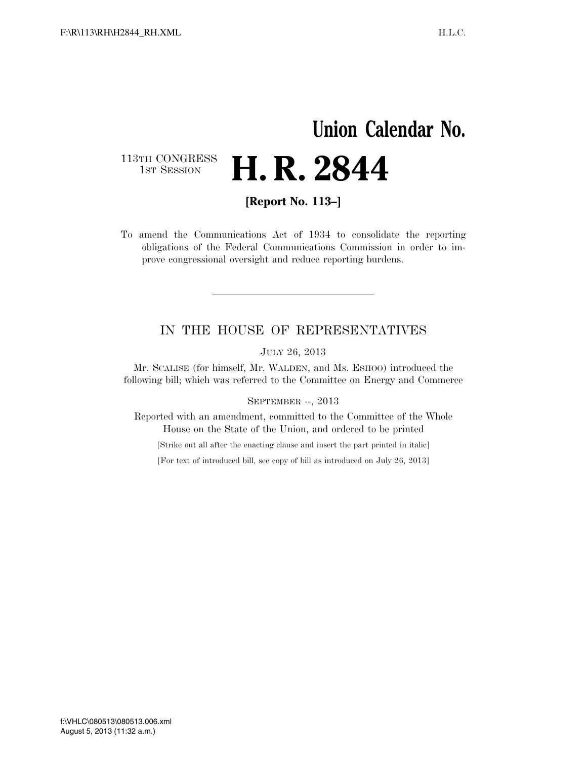# Union Calendar No.

113TH CONGRESS
1ST SESSION

# H. R. 2844

**[Report No. 113–]**

To amend the Communications Act of 1934 to consolidate the reporting obligations of the Federal Communications Commission in order to improve congressional oversight and reduce reporting burdens.

---

## IN THE HOUSE OF REPRESENTATIVES

JULY 26, 2013

Mr. SCALISE (for himself, Mr. WALDEN, and Ms. ESHOO) introduced the following bill; which was referred to the Committee on Energy and Commerce

SEPTEMBER --, 2013

Reported with an amendment, committed to the Committee of the Whole House on the State of the Union, and ordered to be printed

[Strike out all after the enacting clause and insert the part printed in italic]

[For text of introduced bill, see copy of bill as introduced on July 26, 2013]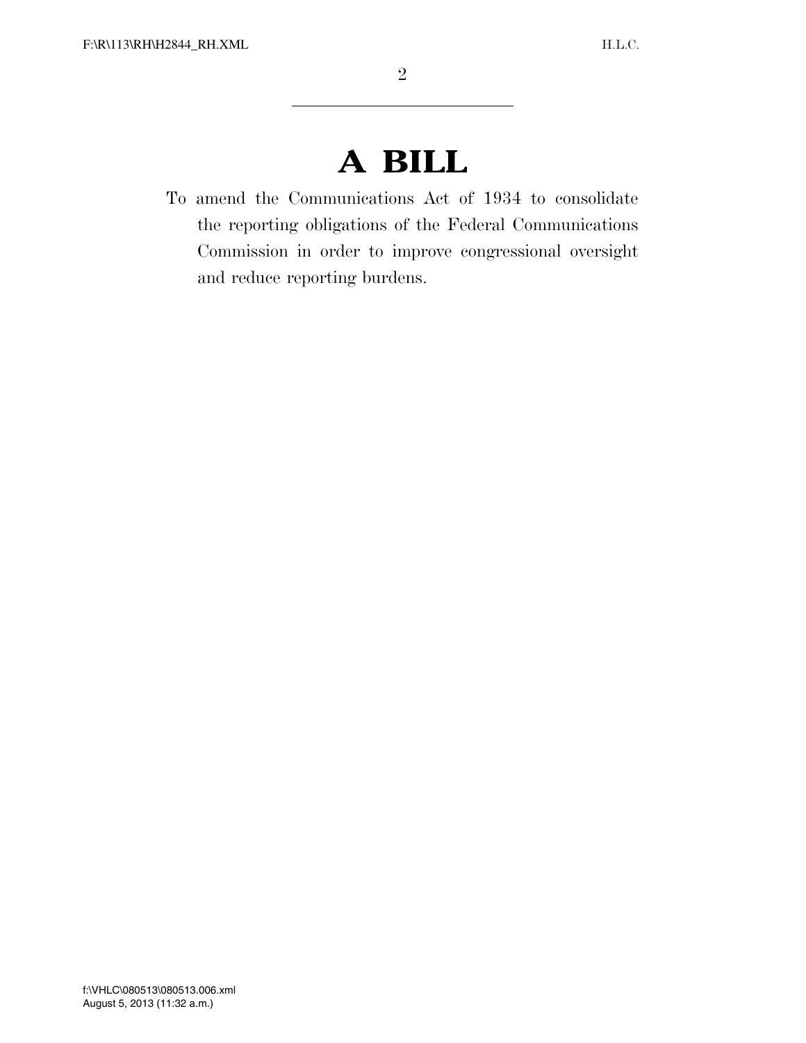# A BILL

To amend the Communications Act of 1934 to consolidate the reporting obligations of the Federal Communications Commission in order to improve congressional oversight and reduce reporting burdens.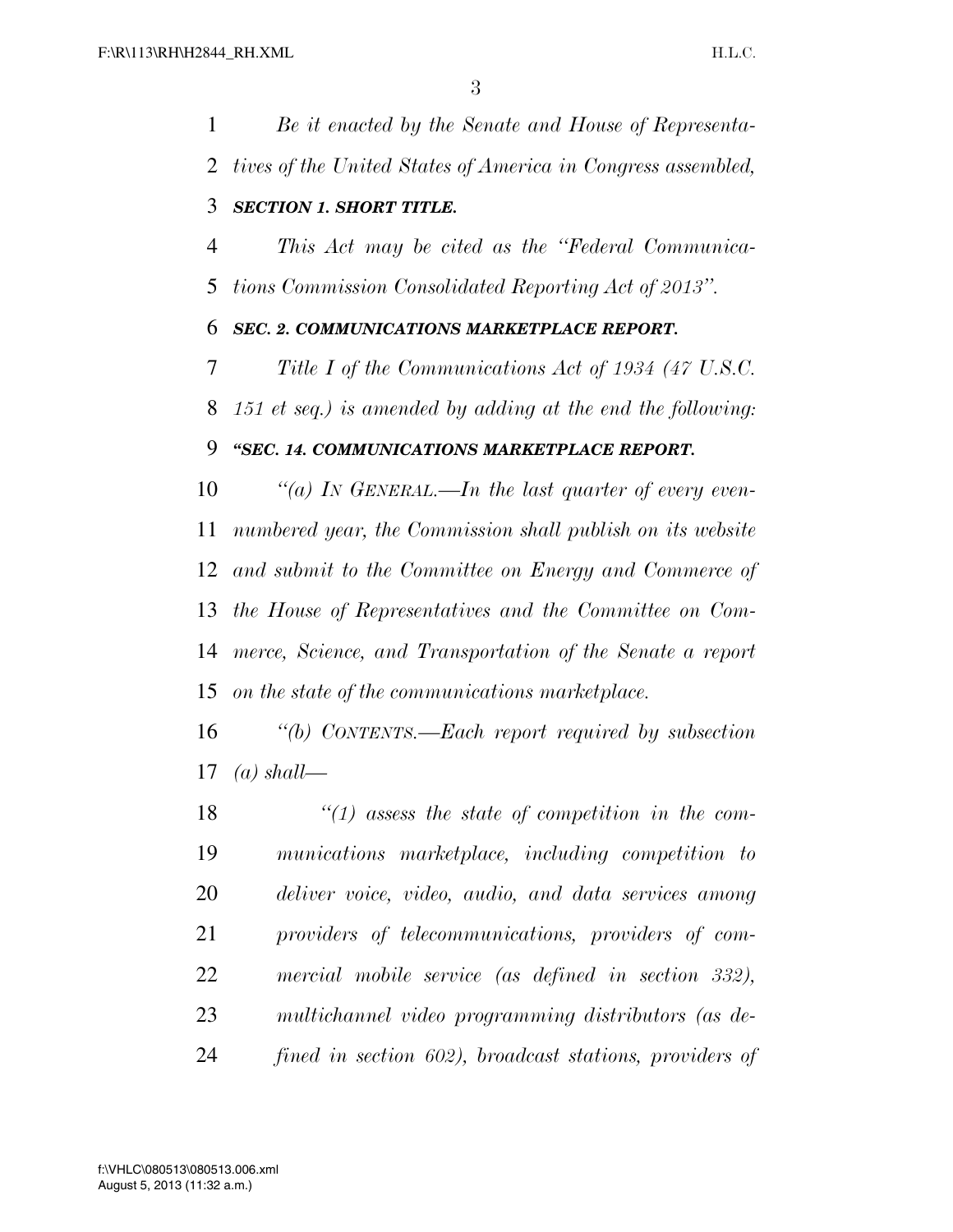*Be it enacted by the Senate and House of Representatives of the United States of America in Congress assembled,*

***SECTION 1. SHORT TITLE.***

*This Act may be cited as the ''Federal Communications Commission Consolidated Reporting Act of 2013''.*

***SEC. 2. COMMUNICATIONS MARKETPLACE REPORT.***

*Title I of the Communications Act of 1934 (47 U.S.C. 151 et seq.) is amended by adding at the end the following:*

***''SEC. 14. COMMUNICATIONS MARKETPLACE REPORT.***

*''(a) IN GENERAL.—In the last quarter of every even-numbered year, the Commission shall publish on its website and submit to the Committee on Energy and Commerce of the House of Representatives and the Committee on Commerce, Science, and Transportation of the Senate a report on the state of the communications marketplace.*

*''(b) CONTENTS.—Each report required by subsection (a) shall—*

*''(1) assess the state of competition in the communications marketplace, including competition to deliver voice, video, audio, and data services among providers of telecommunications, providers of commercial mobile service (as defined in section 332), multichannel video programming distributors (as defined in section 602), broadcast stations, providers of*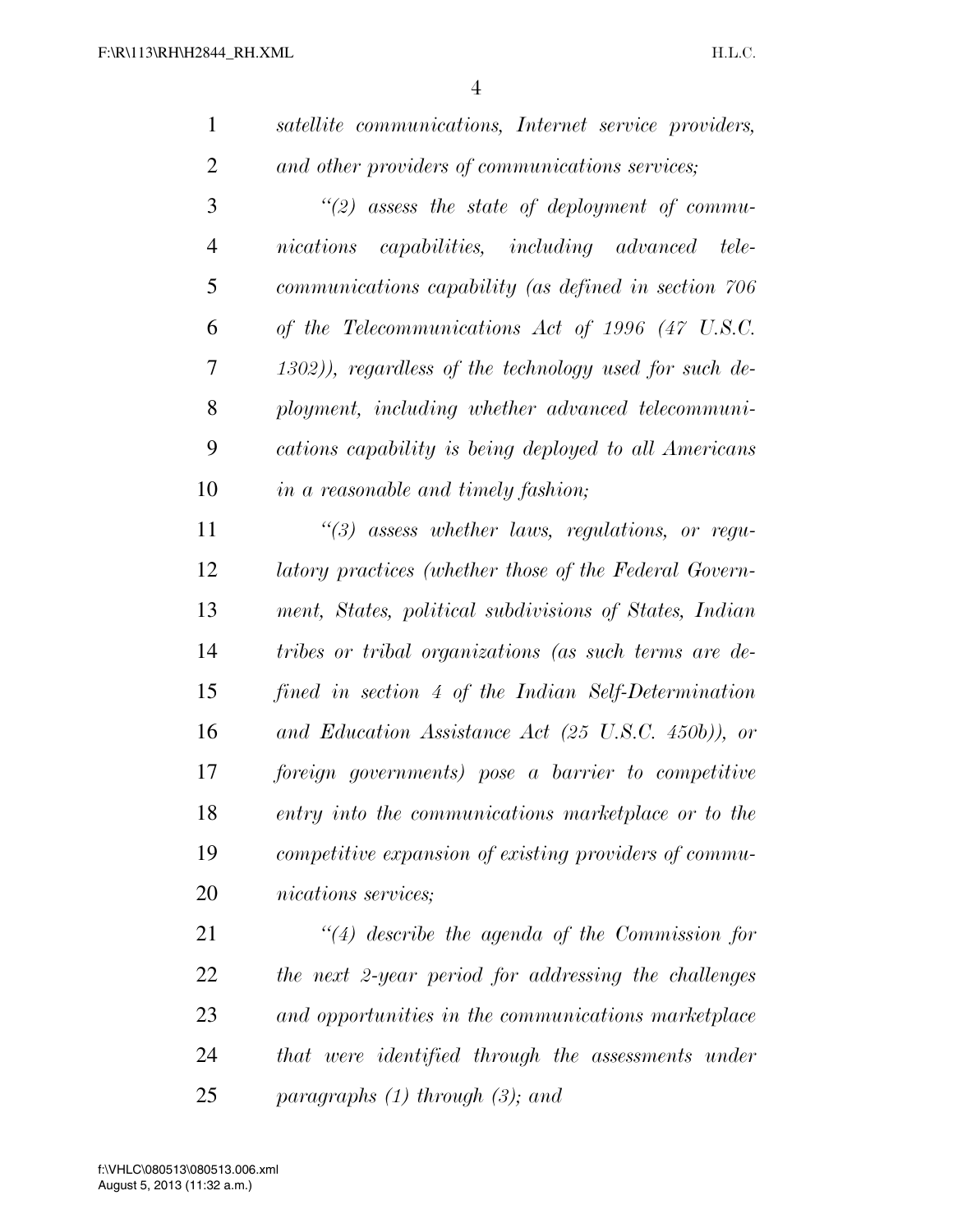*satellite communications, Internet service providers, and other providers of communications services;*

*"(2) assess the state of deployment of communications capabilities, including advanced telecommunications capability (as defined in section 706 of the Telecommunications Act of 1996 (47 U.S.C. 1302)), regardless of the technology used for such deployment, including whether advanced telecommunications capability is being deployed to all Americans in a reasonable and timely fashion;*

*"(3) assess whether laws, regulations, or regulatory practices (whether those of the Federal Government, States, political subdivisions of States, Indian tribes or tribal organizations (as such terms are defined in section 4 of the Indian Self-Determination and Education Assistance Act (25 U.S.C. 450b)), or foreign governments) pose a barrier to competitive entry into the communications marketplace or to the competitive expansion of existing providers of communications services;*

*"(4) describe the agenda of the Commission for the next 2-year period for addressing the challenges and opportunities in the communications marketplace that were identified through the assessments under paragraphs (1) through (3); and*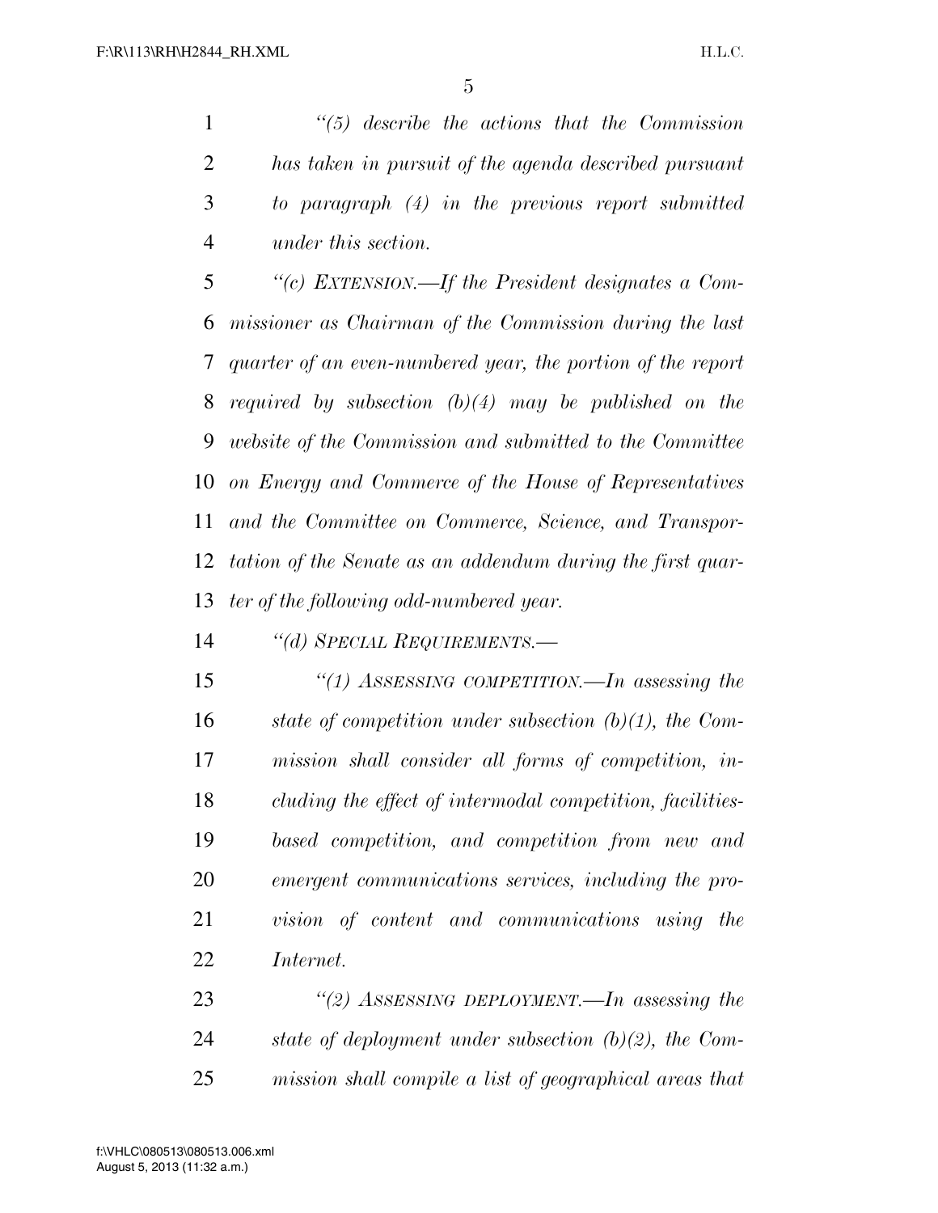*"(5) describe the actions that the Commission has taken in pursuit of the agenda described pursuant to paragraph (4) in the previous report submitted under this section.*

*"(c) EXTENSION.—If the President designates a Commissioner as Chairman of the Commission during the last quarter of an even-numbered year, the portion of the report required by subsection (b)(4) may be published on the website of the Commission and submitted to the Committee on Energy and Commerce of the House of Representatives and the Committee on Commerce, Science, and Transportation of the Senate as an addendum during the first quarter of the following odd-numbered year.*

*"(d) SPECIAL REQUIREMENTS.—*

*"(1) ASSESSING COMPETITION.—In assessing the state of competition under subsection (b)(1), the Commission shall consider all forms of competition, including the effect of intermodal competition, facilities-based competition, and competition from new and emergent communications services, including the provision of content and communications using the Internet.*

*"(2) ASSESSING DEPLOYMENT.—In assessing the state of deployment under subsection (b)(2), the Commission shall compile a list of geographical areas that*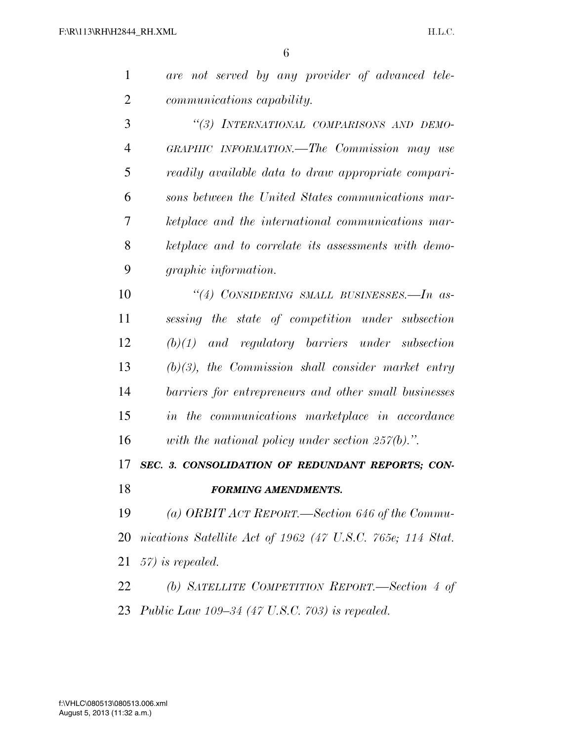*are not served by any provider of advanced telecommunications capability.*

*"(3) INTERNATIONAL COMPARISONS AND DEMOGRAPHIC INFORMATION.—The Commission may use readily available data to draw appropriate comparisons between the United States communications marketplace and the international communications marketplace and to correlate its assessments with demographic information.*

*"(4) CONSIDERING SMALL BUSINESSES.—In assessing the state of competition under subsection (b)(1) and regulatory barriers under subsection (b)(3), the Commission shall consider market entry barriers for entrepreneurs and other small businesses in the communications marketplace in accordance with the national policy under section 257(b).".*

***SEC. 3. CONSOLIDATION OF REDUNDANT REPORTS; CONFORMING AMENDMENTS.***

*(a) ORBIT ACT REPORT.—Section 646 of the Communications Satellite Act of 1962 (47 U.S.C. 765e; 114 Stat. 57) is repealed.*

*(b) SATELLITE COMPETITION REPORT.—Section 4 of Public Law 109–34 (47 U.S.C. 703) is repealed.*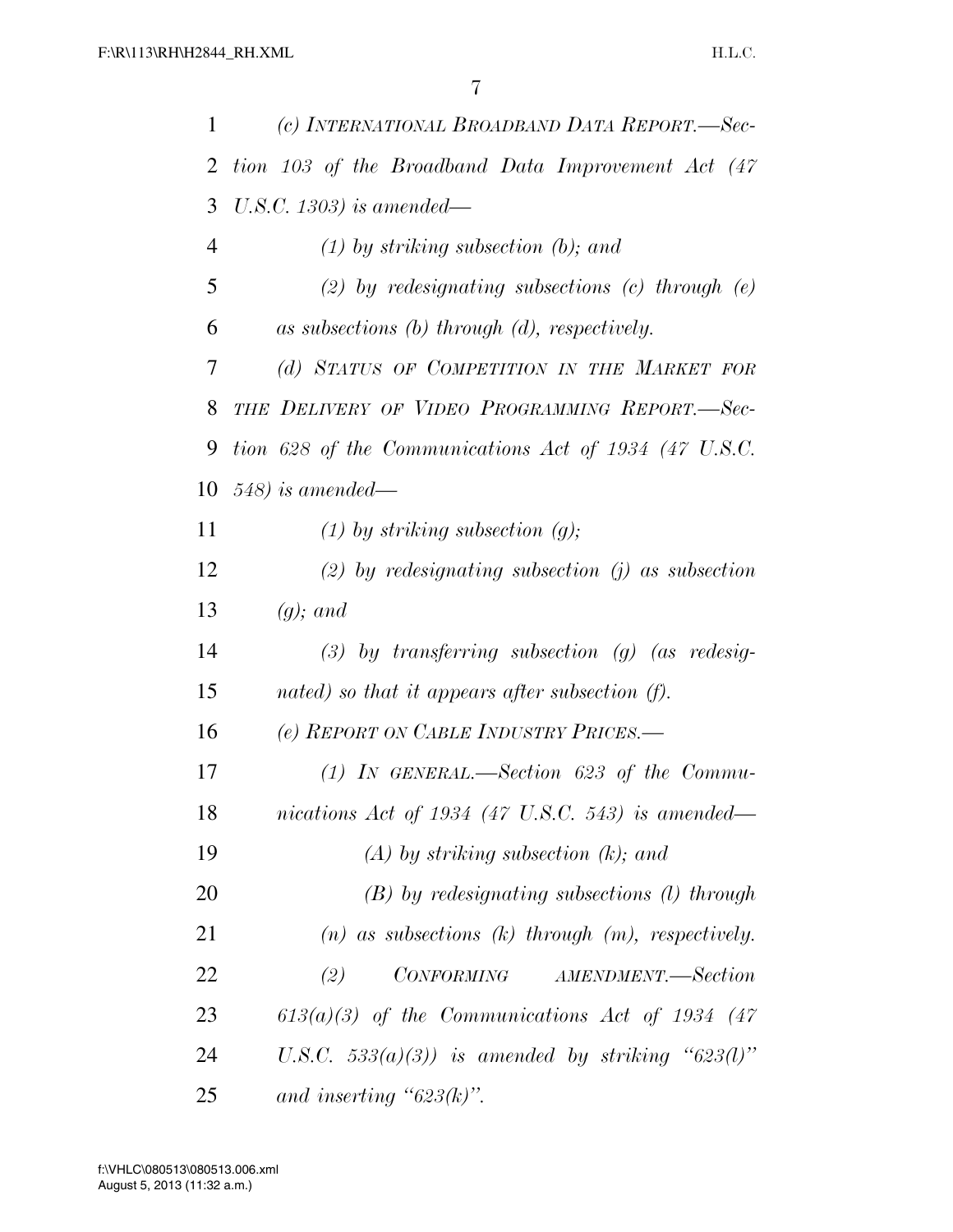*(c) INTERNATIONAL BROADBAND DATA REPORT.—Section 103 of the Broadband Data Improvement Act (47 U.S.C. 1303) is amended—*

*(1) by striking subsection (b); and*

*(2) by redesignating subsections (c) through (e) as subsections (b) through (d), respectively.*

*(d) STATUS OF COMPETITION IN THE MARKET FOR THE DELIVERY OF VIDEO PROGRAMMING REPORT.—Section 628 of the Communications Act of 1934 (47 U.S.C. 548) is amended—*

*(1) by striking subsection (g);*

*(2) by redesignating subsection (j) as subsection (g); and*

*(3) by transferring subsection (g) (as redesignated) so that it appears after subsection (f).*

*(e) REPORT ON CABLE INDUSTRY PRICES.—*

*(1) IN GENERAL.—Section 623 of the Communications Act of 1934 (47 U.S.C. 543) is amended—*

*(A) by striking subsection (k); and*

*(B) by redesignating subsections (l) through (n) as subsections (k) through (m), respectively.*

*(2) CONFORMING AMENDMENT.—Section 613(a)(3) of the Communications Act of 1934 (47 U.S.C. 533(a)(3)) is amended by striking "623(l)" and inserting "623(k)".*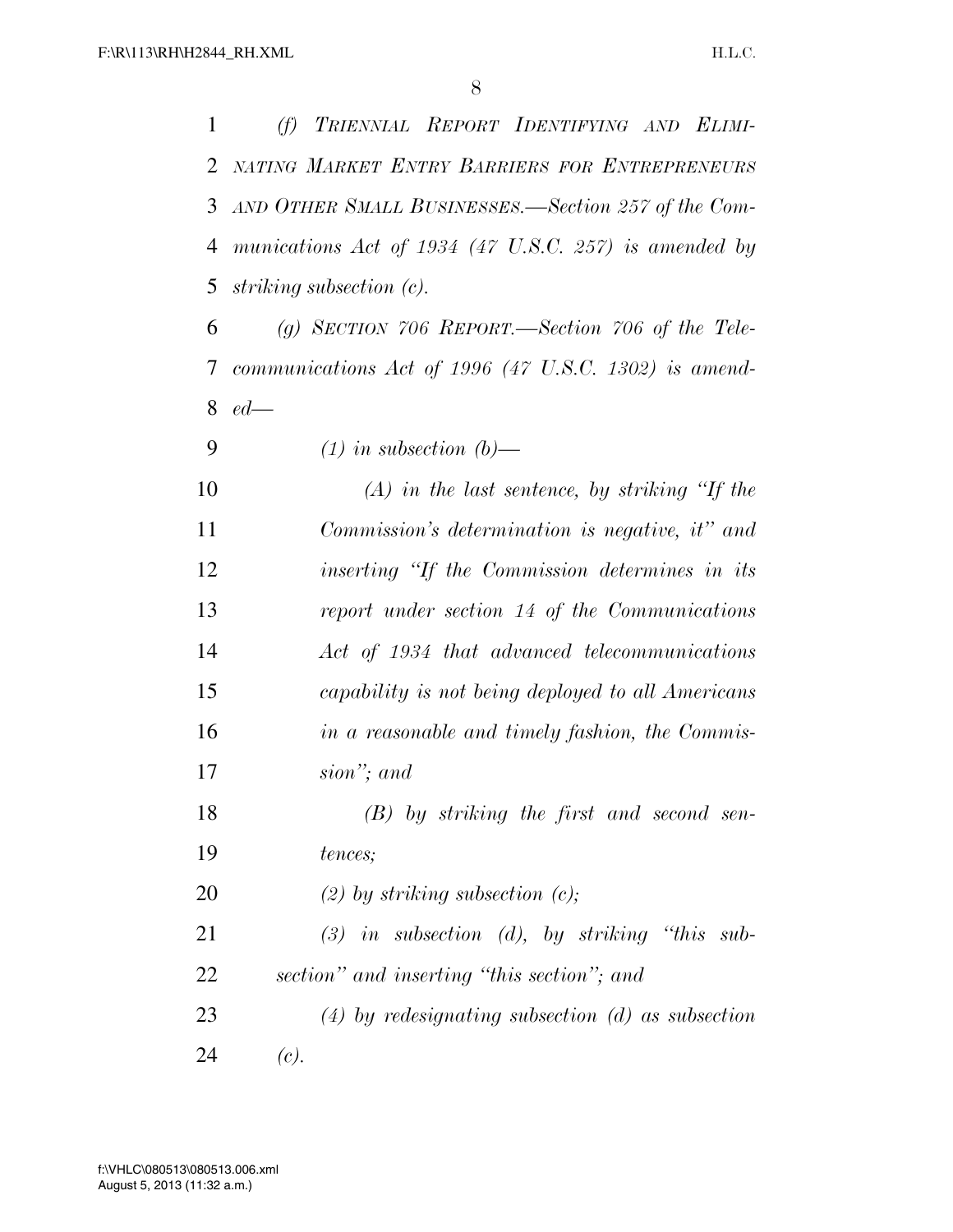*(f) TRIENNIAL REPORT IDENTIFYING AND ELIMINATING MARKET ENTRY BARRIERS FOR ENTREPRENEURS AND OTHER SMALL BUSINESSES.—Section 257 of the Communications Act of 1934 (47 U.S.C. 257) is amended by striking subsection (c).*

*(g) SECTION 706 REPORT.—Section 706 of the Telecommunications Act of 1996 (47 U.S.C. 1302) is amended—*

*(1) in subsection (b)—*

*(A) in the last sentence, by striking "If the Commission's determination is negative, it" and inserting "If the Commission determines in its report under section 14 of the Communications Act of 1934 that advanced telecommunications capability is not being deployed to all Americans in a reasonable and timely fashion, the Commission"; and*

*(B) by striking the first and second sentences;*

*(2) by striking subsection (c);*

*(3) in subsection (d), by striking "this subsection" and inserting "this section"; and*

*(4) by redesignating subsection (d) as subsection (c).*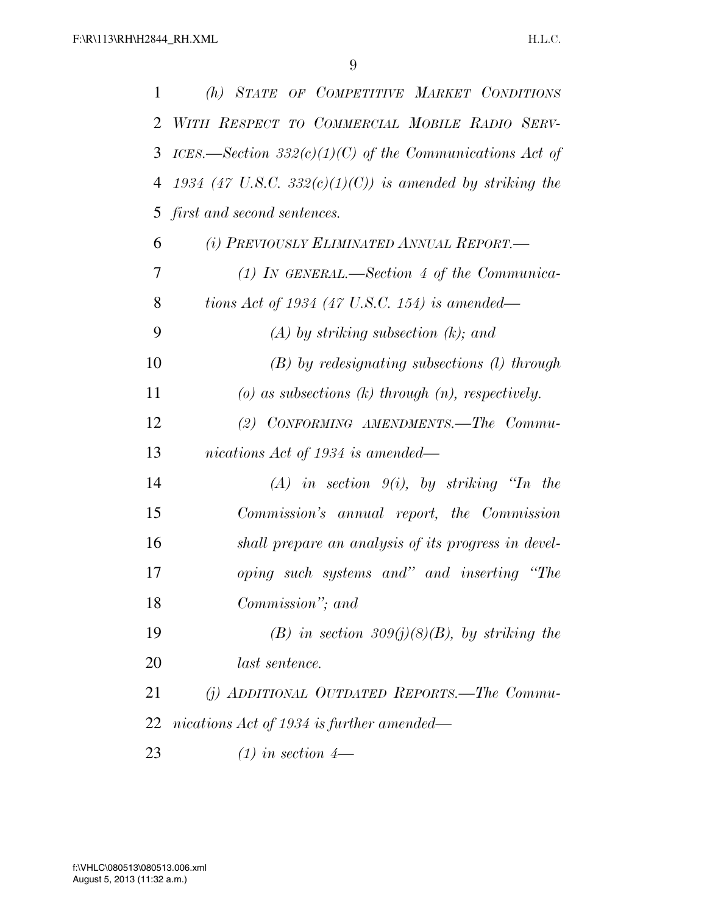*(h) STATE OF COMPETITIVE MARKET CONDITIONS WITH RESPECT TO COMMERCIAL MOBILE RADIO SERVICES.—Section 332(c)(1)(C) of the Communications Act of 1934 (47 U.S.C. 332(c)(1)(C)) is amended by striking the first and second sentences.*

*(i) PREVIOUSLY ELIMINATED ANNUAL REPORT.—*

*(1) IN GENERAL.—Section 4 of the Communications Act of 1934 (47 U.S.C. 154) is amended—*

*(A) by striking subsection (k); and*

*(B) by redesignating subsections (l) through (o) as subsections (k) through (n), respectively.*

*(2) CONFORMING AMENDMENTS.—The Communications Act of 1934 is amended—*

*(A) in section 9(i), by striking "In the Commission's annual report, the Commission shall prepare an analysis of its progress in developing such systems and" and inserting "The Commission"; and*

*(B) in section 309(j)(8)(B), by striking the last sentence.*

*(j) ADDITIONAL OUTDATED REPORTS.—The Communications Act of 1934 is further amended—*

*(1) in section 4—*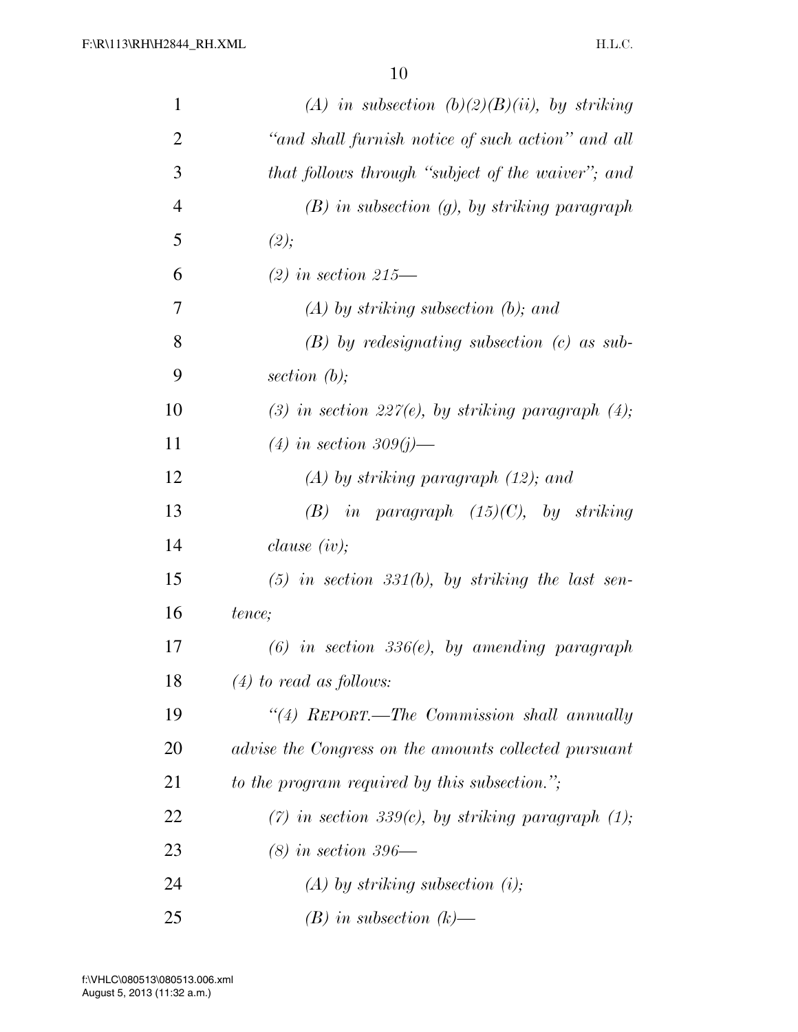*(A) in subsection (b)(2)(B)(ii), by striking "and shall furnish notice of such action" and all that follows through "subject of the waiver"; and*

*(B) in subsection (g), by striking paragraph (2);*

*(2) in section 215—*

*(A) by striking subsection (b); and*

*(B) by redesignating subsection (c) as subsection (b);*

*(3) in section 227(e), by striking paragraph (4);*

*(4) in section 309(j)—*

*(A) by striking paragraph (12); and*

*(B) in paragraph (15)(C), by striking clause (iv);*

*(5) in section 331(b), by striking the last sentence;*

*(6) in section 336(e), by amending paragraph (4) to read as follows:*

*"(4) REPORT.—The Commission shall annually advise the Congress on the amounts collected pursuant to the program required by this subsection.";*

*(7) in section 339(c), by striking paragraph (1);*

*(8) in section 396—*

*(A) by striking subsection (i);*

*(B) in subsection (k)—*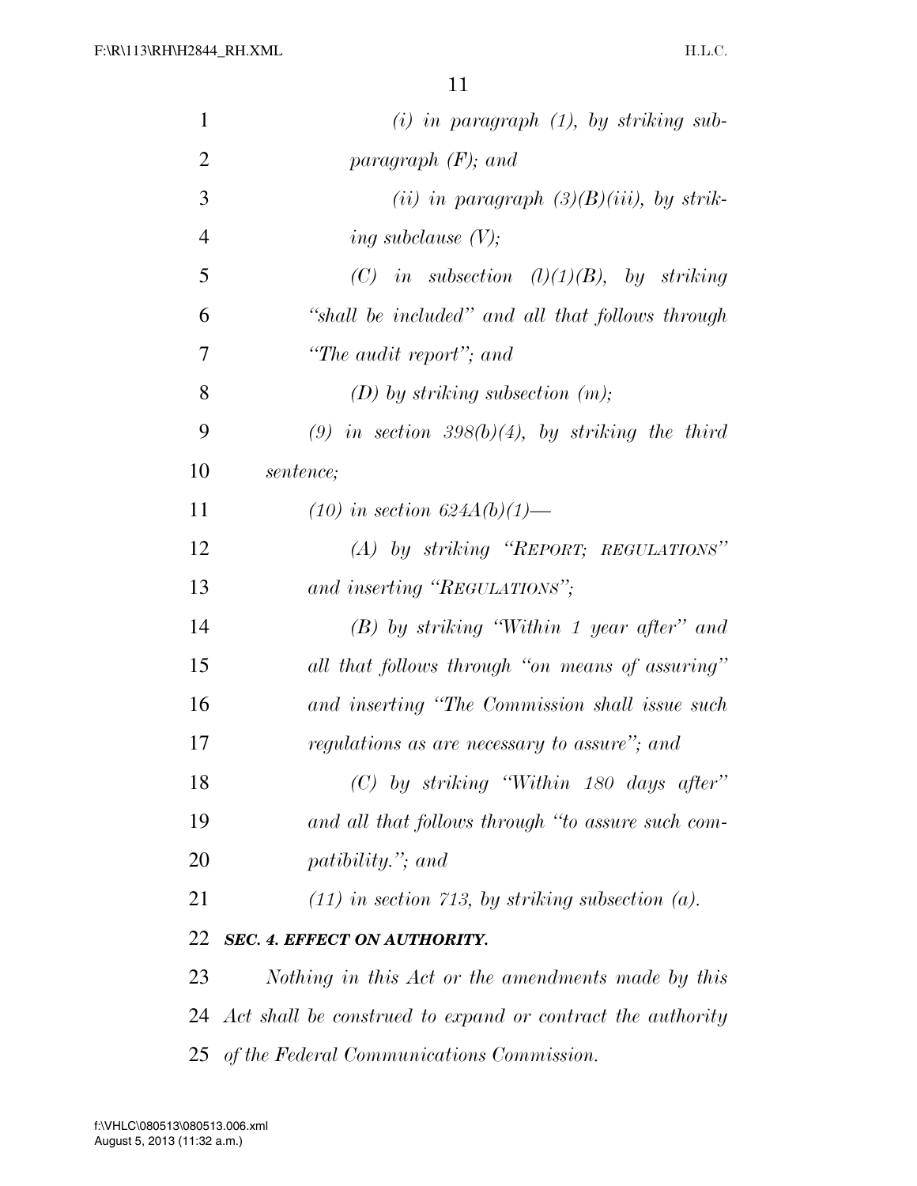*(i) in paragraph (1), by striking subparagraph (F); and*

*(ii) in paragraph (3)(B)(iii), by striking subclause (V);*

*(C) in subsection (l)(1)(B), by striking "shall be included" and all that follows through "The audit report"; and*

*(D) by striking subsection (m);*

*(9) in section 398(b)(4), by striking the third sentence;*

*(10) in section 624A(b)(1)—*

*(A) by striking "REPORT; REGULATIONS" and inserting "REGULATIONS";*

*(B) by striking "Within 1 year after" and all that follows through "on means of assuring" and inserting "The Commission shall issue such regulations as are necessary to assure"; and*

*(C) by striking "Within 180 days after" and all that follows through "to assure such compatibility."; and*

*(11) in section 713, by striking subsection (a).*

***SEC. 4. EFFECT ON AUTHORITY.***

*Nothing in this Act or the amendments made by this Act shall be construed to expand or contract the authority of the Federal Communications Commission.*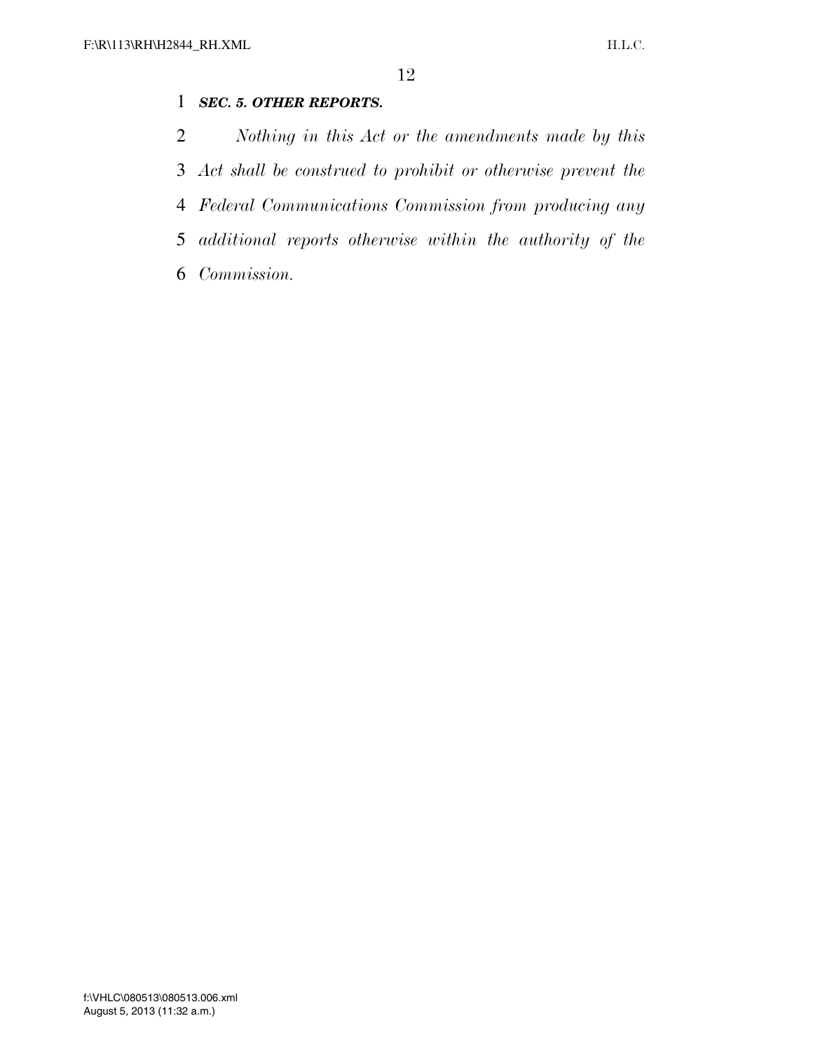***SEC. 5. OTHER REPORTS.***

*Nothing in this Act or the amendments made by this Act shall be construed to prohibit or otherwise prevent the Federal Communications Commission from producing any additional reports otherwise within the authority of the Commission.*